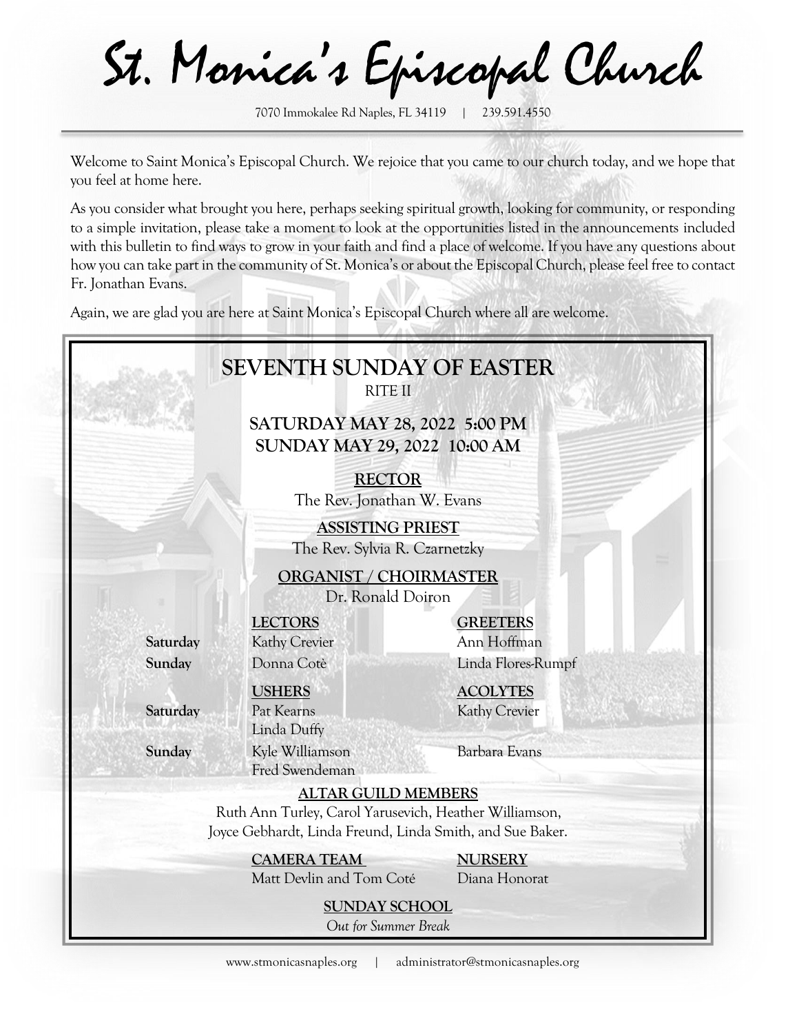# St. Monica's Episcopal Church

7070 Immokalee Rd Naples, FL 34119 | 239.591.4550

Welcome to Saint Monica's Episcopal Church. We rejoice that you came to our church today, and we hope that you feel at home here.

As you consider what brought you here, perhaps seeking spiritual growth, looking for community, or responding to a simple invitation, please take a moment to look at the opportunities listed in the announcements included with this bulletin to find ways to grow in your faith and find a place of welcome. If you have any questions about how you can take part in the community of St. Monica's or about the Episcopal Church, please feel free to contact Fr. Jonathan Evans.

Again, we are glad you are here at Saint Monica's Episcopal Church where all are welcome.

## SEVENTH SUNDAY OF EASTER

RITE II

**SATURDAY MAY 28, 2022 5:00 PM**
**SUNDAY MAY 29, 2022 10:00 AM**

**RECTOR**
The Rev. Jonathan W. Evans

**ASSISTING PRIEST**
The Rev. Sylvia R. Czarnetzky

**ORGANIST / CHOIRMASTER**
Dr. Ronald Doiron

| | LECTORS | GREETERS |
|---|---|---|
| **Saturday** | Kathy Crevier | Ann Hoffman |
| **Sunday** | Donna Cotè | Linda Flores-Rumpf |

| | USHERS | ACOLYTES |
|---|---|---|
| **Saturday** | Pat Kearns, Linda Duffy | Kathy Crevier |
| **Sunday** | Kyle Williamson, Fred Swendeman | Barbara Evans |

**ALTAR GUILD MEMBERS**
Ruth Ann Turley, Carol Yarusevich, Heather Williamson, Joyce Gebhardt, Linda Freund, Linda Smith, and Sue Baker.

**CAMERA TEAM**
Matt Devlin and Tom Coté

**NURSERY**
Diana Honorat

**SUNDAY SCHOOL**
*Out for Summer Break*

www.stmonicasnaples.org | administrator@stmonicasnaples.org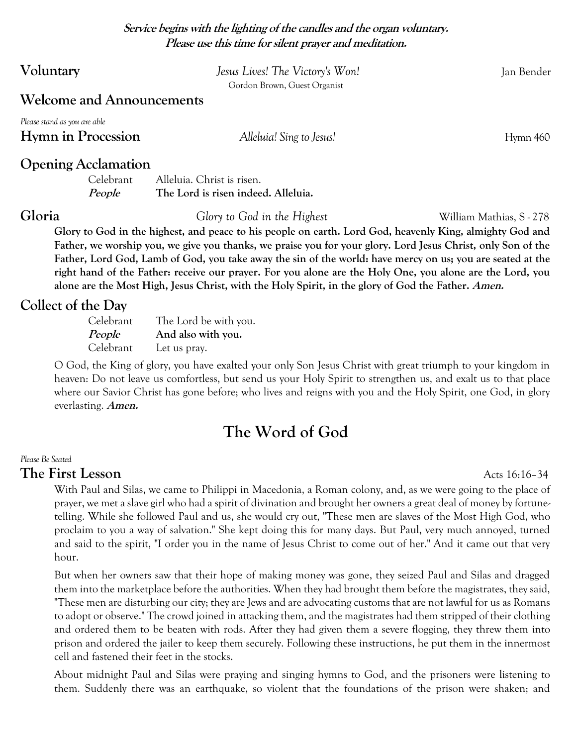**Service begins with the lighting of the candles and the organ voluntary.**
**Please use this time for silent prayer and meditation.**

## Voluntary

*Jesus Lives! The Victory's Won!* — Jan Bender

Gordon Brown, Guest Organist

## Welcome and Announcements

*Please stand as you are able*

## Hymn in Procession

*Alleluia! Sing to Jesus!* — Hymn 460

## Opening Acclamation

Celebrant: Alleluia. Christ is risen.

***People*** **The Lord is risen indeed. Alleluia.**

## Gloria

*Glory to God in the Highest* — William Mathias, S - 278

**Glory to God in the highest, and peace to his people on earth. Lord God, heavenly King, almighty God and Father, we worship you, we give you thanks, we praise you for your glory. Lord Jesus Christ, only Son of the Father, Lord God, Lamb of God, you take away the sin of the world: have mercy on us; you are seated at the right hand of the Father: receive our prayer. For you alone are the Holy One, you alone are the Lord, you alone are the Most High, Jesus Christ, with the Holy Spirit, in the glory of God the Father. *Amen.***

## Collect of the Day

Celebrant: The Lord be with you.

***People*** **And also with you.**

Celebrant: Let us pray.

O God, the King of glory, you have exalted your only Son Jesus Christ with great triumph to your kingdom in heaven: Do not leave us comfortless, but send us your Holy Spirit to strengthen us, and exalt us to that place where our Savior Christ has gone before; who lives and reigns with you and the Holy Spirit, one God, in glory everlasting. ***Amen.***

# The Word of God

*Please Be Seated*

## The First Lesson

Acts 16:16–34

With Paul and Silas, we came to Philippi in Macedonia, a Roman colony, and, as we were going to the place of prayer, we met a slave girl who had a spirit of divination and brought her owners a great deal of money by fortune-telling. While she followed Paul and us, she would cry out, "These men are slaves of the Most High God, who proclaim to you a way of salvation." She kept doing this for many days. But Paul, very much annoyed, turned and said to the spirit, "I order you in the name of Jesus Christ to come out of her." And it came out that very hour.

But when her owners saw that their hope of making money was gone, they seized Paul and Silas and dragged them into the marketplace before the authorities. When they had brought them before the magistrates, they said, "These men are disturbing our city; they are Jews and are advocating customs that are not lawful for us as Romans to adopt or observe." The crowd joined in attacking them, and the magistrates had them stripped of their clothing and ordered them to be beaten with rods. After they had given them a severe flogging, they threw them into prison and ordered the jailer to keep them securely. Following these instructions, he put them in the innermost cell and fastened their feet in the stocks.

About midnight Paul and Silas were praying and singing hymns to God, and the prisoners were listening to them. Suddenly there was an earthquake, so violent that the foundations of the prison were shaken; and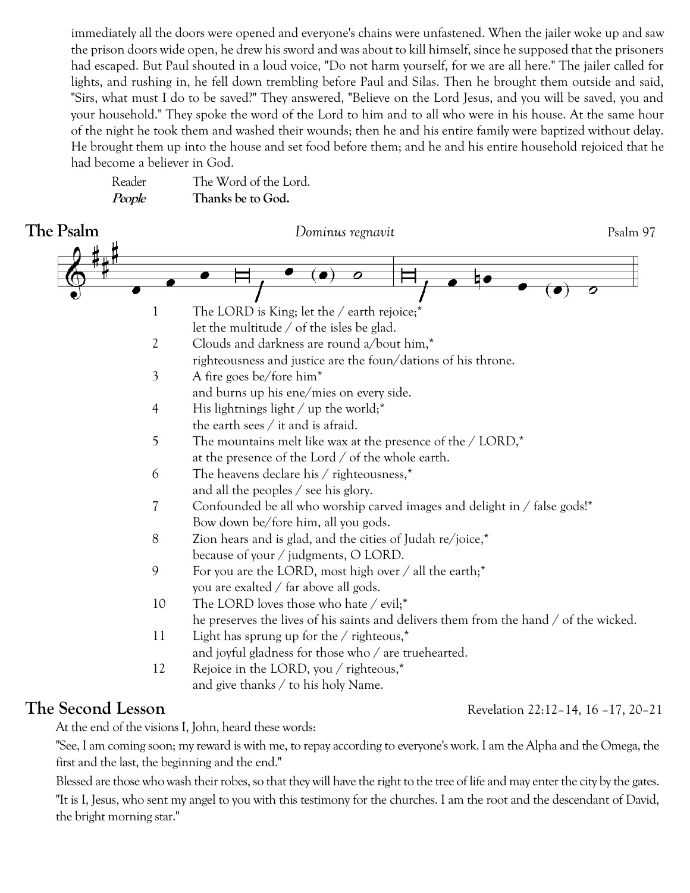immediately all the doors were opened and everyone's chains were unfastened. When the jailer woke up and saw the prison doors wide open, he drew his sword and was about to kill himself, since he supposed that the prisoners had escaped. But Paul shouted in a loud voice, "Do not harm yourself, for we are all here." The jailer called for lights, and rushing in, he fell down trembling before Paul and Silas. Then he brought them outside and said, "Sirs, what must I do to be saved?" They answered, "Believe on the Lord Jesus, and you will be saved, you and your household." They spoke the word of the Lord to him and to all who were in his house. At the same hour of the night he took them and washed their wounds; then he and his entire family were baptized without delay. He brought them up into the house and set food before them; and he and his entire household rejoiced that he had become a believer in God.

Reader The Word of the Lord.
***People*** **Thanks be to God.**

## The Psalm

*Dominus regnavit* Psalm 97

1 The LORD is King; let the / earth rejoice;*
let the multitude / of the isles be glad.
2 Clouds and darkness are round a/bout him,*
righteousness and justice are the foun/dations of his throne.
3 A fire goes be/fore him*
and burns up his ene/mies on every side.
4 His lightnings light / up the world;*
the earth sees / it and is afraid.
5 The mountains melt like wax at the presence of the / LORD,*
at the presence of the Lord / of the whole earth.
6 The heavens declare his / righteousness,*
and all the peoples / see his glory.
7 Confounded be all who worship carved images and delight in / false gods!*
Bow down be/fore him, all you gods.
8 Zion hears and is glad, and the cities of Judah re/joice,*
because of your / judgments, O LORD.
9 For you are the LORD, most high over / all the earth;*
you are exalted / far above all gods.
10 The LORD loves those who hate / evil;*
he preserves the lives of his saints and delivers them from the hand / of the wicked.
11 Light has sprung up for the / righteous,*
and joyful gladness for those who / are truehearted.
12 Rejoice in the LORD, you / righteous,*
and give thanks / to his holy Name.

## The Second Lesson

Revelation 22:12–14, 16 –17, 20–21

At the end of the visions I, John, heard these words:

"See, I am coming soon; my reward is with me, to repay according to everyone's work. I am the Alpha and the Omega, the first and the last, the beginning and the end."

Blessed are those who wash their robes, so that they will have the right to the tree of life and may enter the city by the gates.

"It is I, Jesus, who sent my angel to you with this testimony for the churches. I am the root and the descendant of David, the bright morning star."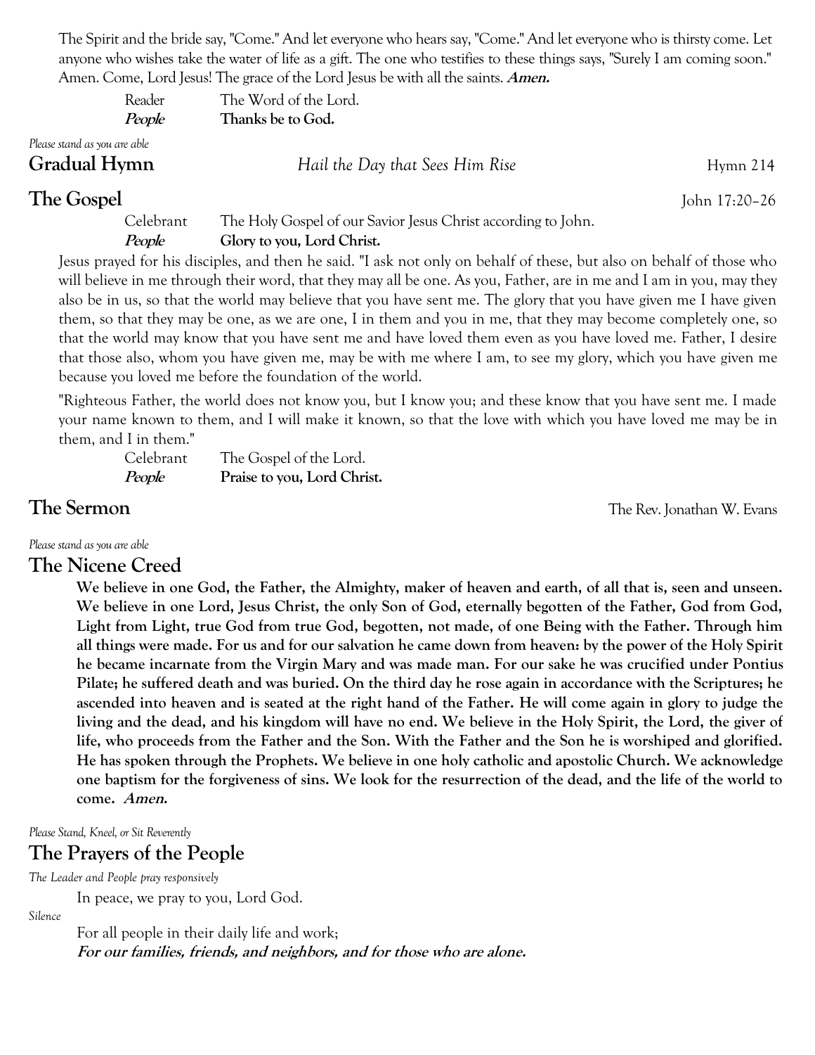The Spirit and the bride say, "Come." And let everyone who hears say, "Come." And let everyone who is thirsty come. Let anyone who wishes take the water of life as a gift. The one who testifies to these things says, "Surely I am coming soon." Amen. Come, Lord Jesus! The grace of the Lord Jesus be with all the saints. ***Amen.***

Reader The Word of the Lord.
***People*** **Thanks be to God.**

*Please stand as you are able*

## Gradual Hymn *Hail the Day that Sees Him Rise* Hymn 214

## The Gospel John 17:20–26

Celebrant The Holy Gospel of our Savior Jesus Christ according to John.
***People*** **Glory to you, Lord Christ.**

Jesus prayed for his disciples, and then he said. "I ask not only on behalf of these, but also on behalf of those who will believe in me through their word, that they may all be one. As you, Father, are in me and I am in you, may they also be in us, so that the world may believe that you have sent me. The glory that you have given me I have given them, so that they may be one, as we are one, I in them and you in me, that they may become completely one, so that the world may know that you have sent me and have loved them even as you have loved me. Father, I desire that those also, whom you have given me, may be with me where I am, to see my glory, which you have given me because you loved me before the foundation of the world.

"Righteous Father, the world does not know you, but I know you; and these know that you have sent me. I made your name known to them, and I will make it known, so that the love with which you have loved me may be in them, and I in them."

Celebrant The Gospel of the Lord.
***People*** **Praise to you, Lord Christ.**

## The Sermon The Rev. Jonathan W. Evans

*Please stand as you are able*

## The Nicene Creed

**We believe in one God, the Father, the Almighty, maker of heaven and earth, of all that is, seen and unseen. We believe in one Lord, Jesus Christ, the only Son of God, eternally begotten of the Father, God from God, Light from Light, true God from true God, begotten, not made, of one Being with the Father. Through him all things were made. For us and for our salvation he came down from heaven: by the power of the Holy Spirit he became incarnate from the Virgin Mary and was made man. For our sake he was crucified under Pontius Pilate; he suffered death and was buried. On the third day he rose again in accordance with the Scriptures; he ascended into heaven and is seated at the right hand of the Father. He will come again in glory to judge the living and the dead, and his kingdom will have no end. We believe in the Holy Spirit, the Lord, the giver of life, who proceeds from the Father and the Son. With the Father and the Son he is worshiped and glorified. He has spoken through the Prophets. We believe in one holy catholic and apostolic Church. We acknowledge one baptism for the forgiveness of sins. We look for the resurrection of the dead, and the life of the world to come. *Amen.***

*Please Stand, Kneel, or Sit Reverently*

## The Prayers of the People

*The Leader and People pray responsively*

In peace, we pray to you, Lord God.

*Silence*

For all people in their daily life and work;
***For our families, friends, and neighbors, and for those who are alone.***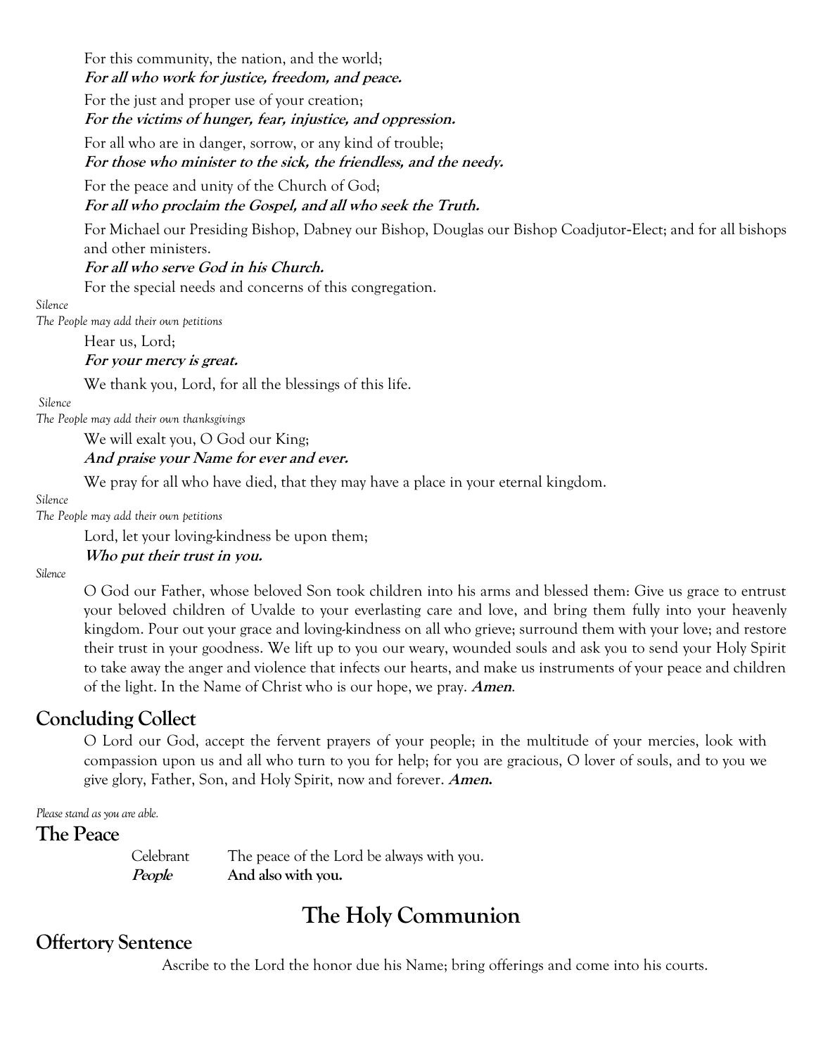For this community, the nation, and the world;
***For all who work for justice, freedom, and peace.***

For the just and proper use of your creation;
***For the victims of hunger, fear, injustice, and oppression.***

For all who are in danger, sorrow, or any kind of trouble;
***For those who minister to the sick, the friendless, and the needy.***

For the peace and unity of the Church of God;
***For all who proclaim the Gospel, and all who seek the Truth.***

For Michael our Presiding Bishop, Dabney our Bishop, Douglas our Bishop Coadjutor-Elect; and for all bishops and other ministers.
***For all who serve God in his Church.***

For the special needs and concerns of this congregation.

*Silence*

*The People may add their own petitions*

Hear us, Lord;
***For your mercy is great.***

We thank you, Lord, for all the blessings of this life.

*Silence*

*The People may add their own thanksgivings*

We will exalt you, O God our King;
***And praise your Name for ever and ever.***

We pray for all who have died, that they may have a place in your eternal kingdom.

*Silence*

*The People may add their own petitions*

Lord, let your loving-kindness be upon them;
***Who put their trust in you.***

*Silence*

O God our Father, whose beloved Son took children into his arms and blessed them: Give us grace to entrust your beloved children of Uvalde to your everlasting care and love, and bring them fully into your heavenly kingdom. Pour out your grace and loving-kindness on all who grieve; surround them with your love; and restore their trust in your goodness. We lift up to you our weary, wounded souls and ask you to send your Holy Spirit to take away the anger and violence that infects our hearts, and make us instruments of your peace and children of the light. In the Name of Christ who is our hope, we pray. ***Amen***.

## Concluding Collect

O Lord our God, accept the fervent prayers of your people; in the multitude of your mercies, look with compassion upon us and all who turn to you for help; for you are gracious, O lover of souls, and to you we give glory, Father, Son, and Holy Spirit, now and forever. ***Amen.***

*Please stand as you are able.*

## The Peace

Celebrant The peace of the Lord be always with you.
***People*** **And also with you.**

# The Holy Communion

## Offertory Sentence

Ascribe to the Lord the honor due his Name; bring offerings and come into his courts.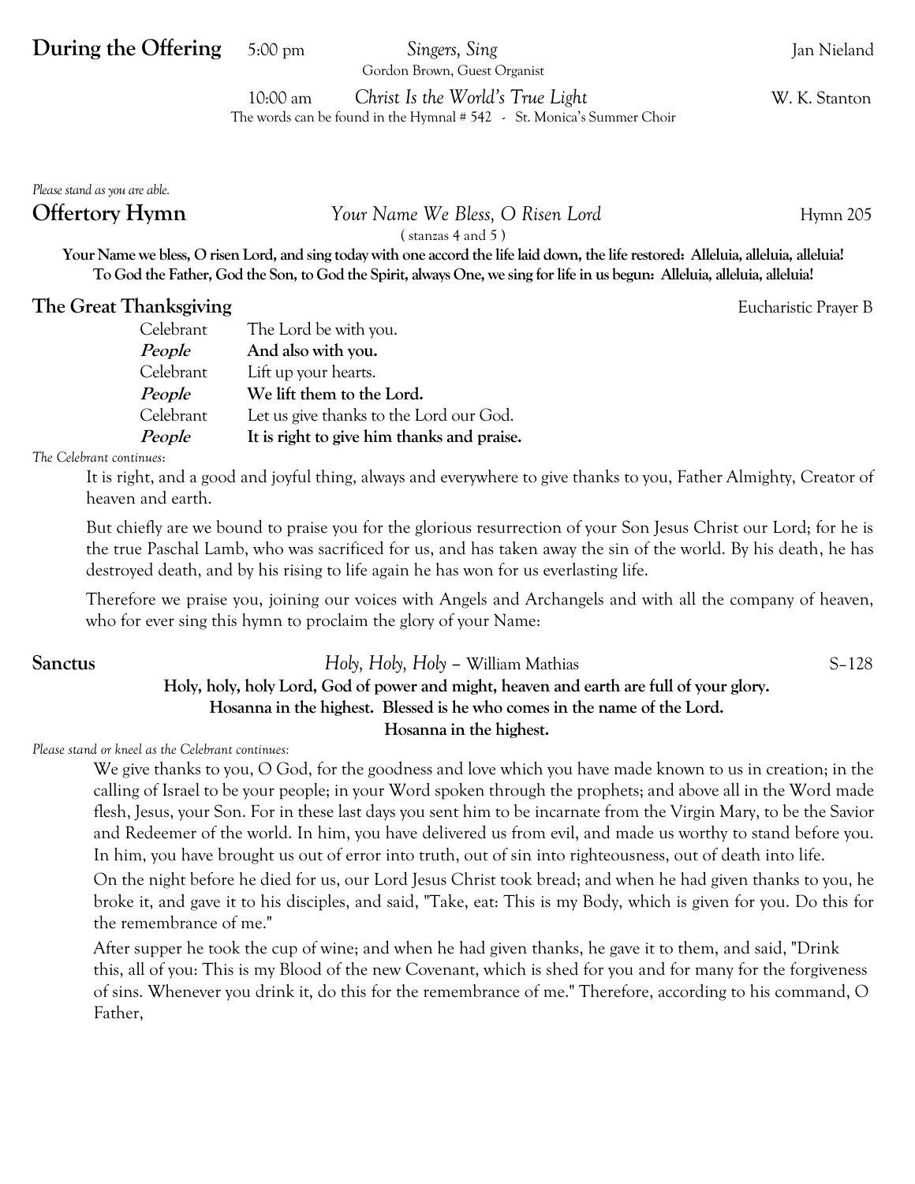**During the Offering** 5:00 pm *Singers, Sing* Jan Nieland

Gordon Brown, Guest Organist

10:00 am *Christ Is the World's True Light* W. K. Stanton

The words can be found in the Hymnal # 542 - St. Monica's Summer Choir

*Please stand as you are able.*

**Offertory Hymn** *Your Name We Bless, O Risen Lord* Hymn 205

( stanzas 4 and 5 )

**Your Name we bless, O risen Lord, and sing today with one accord the life laid down, the life restored: Alleluia, alleluia, alleluia!**
**To God the Father, God the Son, to God the Spirit, always One, we sing for life in us begun: Alleluia, alleluia, alleluia!**

**The Great Thanksgiving** Eucharistic Prayer B

| | |
|---|---|
| Celebrant | The Lord be with you. |
| ***People*** | **And also with you.** |
| Celebrant | Lift up your hearts. |
| ***People*** | **We lift them to the Lord.** |
| Celebrant | Let us give thanks to the Lord our God. |
| ***People*** | **It is right to give him thanks and praise.** |

*The Celebrant continues:*

It is right, and a good and joyful thing, always and everywhere to give thanks to you, Father Almighty, Creator of heaven and earth.

But chiefly are we bound to praise you for the glorious resurrection of your Son Jesus Christ our Lord; for he is the true Paschal Lamb, who was sacrificed for us, and has taken away the sin of the world. By his death, he has destroyed death, and by his rising to life again he has won for us everlasting life.

Therefore we praise you, joining our voices with Angels and Archangels and with all the company of heaven, who for ever sing this hymn to proclaim the glory of your Name:

**Sanctus** *Holy, Holy, Holy* – William Mathias S–128

**Holy, holy, holy Lord, God of power and might, heaven and earth are full of your glory.**
**Hosanna in the highest. Blessed is he who comes in the name of the Lord.**
**Hosanna in the highest.**

*Please stand or kneel as the Celebrant continues:*

We give thanks to you, O God, for the goodness and love which you have made known to us in creation; in the calling of Israel to be your people; in your Word spoken through the prophets; and above all in the Word made flesh, Jesus, your Son. For in these last days you sent him to be incarnate from the Virgin Mary, to be the Savior and Redeemer of the world. In him, you have delivered us from evil, and made us worthy to stand before you. In him, you have brought us out of error into truth, out of sin into righteousness, out of death into life.

On the night before he died for us, our Lord Jesus Christ took bread; and when he had given thanks to you, he broke it, and gave it to his disciples, and said, "Take, eat: This is my Body, which is given for you. Do this for the remembrance of me."

After supper he took the cup of wine; and when he had given thanks, he gave it to them, and said, "Drink this, all of you: This is my Blood of the new Covenant, which is shed for you and for many for the forgiveness of sins. Whenever you drink it, do this for the remembrance of me." Therefore, according to his command, O Father,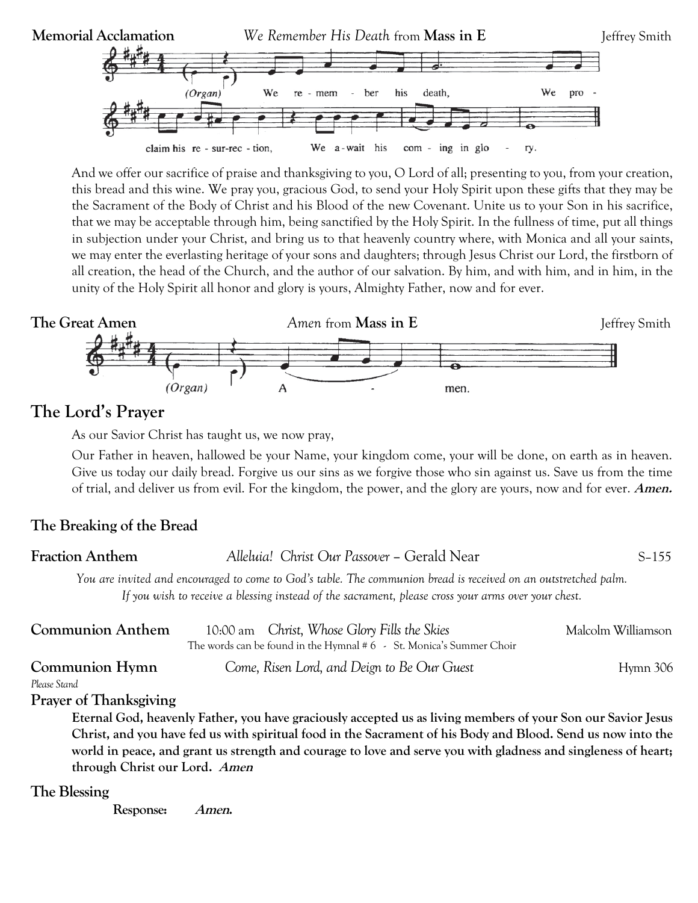**Memorial Acclamation** *We Remember His Death* from **Mass in E** Jeffrey Smith

(Organ) We re - mem - ber his death, We pro - claim his re - sur-rec - tion, We a-wait his com - ing in glo - ry.

And we offer our sacrifice of praise and thanksgiving to you, O Lord of all; presenting to you, from your creation, this bread and this wine. We pray you, gracious God, to send your Holy Spirit upon these gifts that they may be the Sacrament of the Body of Christ and his Blood of the new Covenant. Unite us to your Son in his sacrifice, that we may be acceptable through him, being sanctified by the Holy Spirit. In the fullness of time, put all things in subjection under your Christ, and bring us to that heavenly country where, with Monica and all your saints, we may enter the everlasting heritage of your sons and daughters; through Jesus Christ our Lord, the firstborn of all creation, the head of the Church, and the author of our salvation. By him, and with him, and in him, in the unity of the Holy Spirit all honor and glory is yours, Almighty Father, now and for ever.

**The Great Amen** *Amen* from **Mass in E** Jeffrey Smith

(Organ) A - men.

## The Lord's Prayer

As our Savior Christ has taught us, we now pray,

Our Father in heaven, hallowed be your Name, your kingdom come, your will be done, on earth as in heaven. Give us today our daily bread. Forgive us our sins as we forgive those who sin against us. Save us from the time of trial, and deliver us from evil. For the kingdom, the power, and the glory are yours, now and for ever. ***Amen.***

### The Breaking of the Bread

**Fraction Anthem** *Alleluia! Christ Our Passover* – Gerald Near S–155

*You are invited and encouraged to come to God's table. The communion bread is received on an outstretched palm. If you wish to receive a blessing instead of the sacrament, please cross your arms over your chest.*

**Communion Anthem** 10:00 am *Christ, Whose Glory Fills the Skies* Malcolm Williamson
The words can be found in the Hymnal # 6 - St. Monica's Summer Choir

**Communion Hymn** *Come, Risen Lord, and Deign to Be Our Guest* Hymn 306

*Please Stand*

**Prayer of Thanksgiving**

**Eternal God, heavenly Father, you have graciously accepted us as living members of your Son our Savior Jesus Christ, and you have fed us with spiritual food in the Sacrament of his Body and Blood. Send us now into the world in peace, and grant us strength and courage to love and serve you with gladness and singleness of heart; through Christ our Lord. *Amen***

**The Blessing**

**Response:** ***Amen.***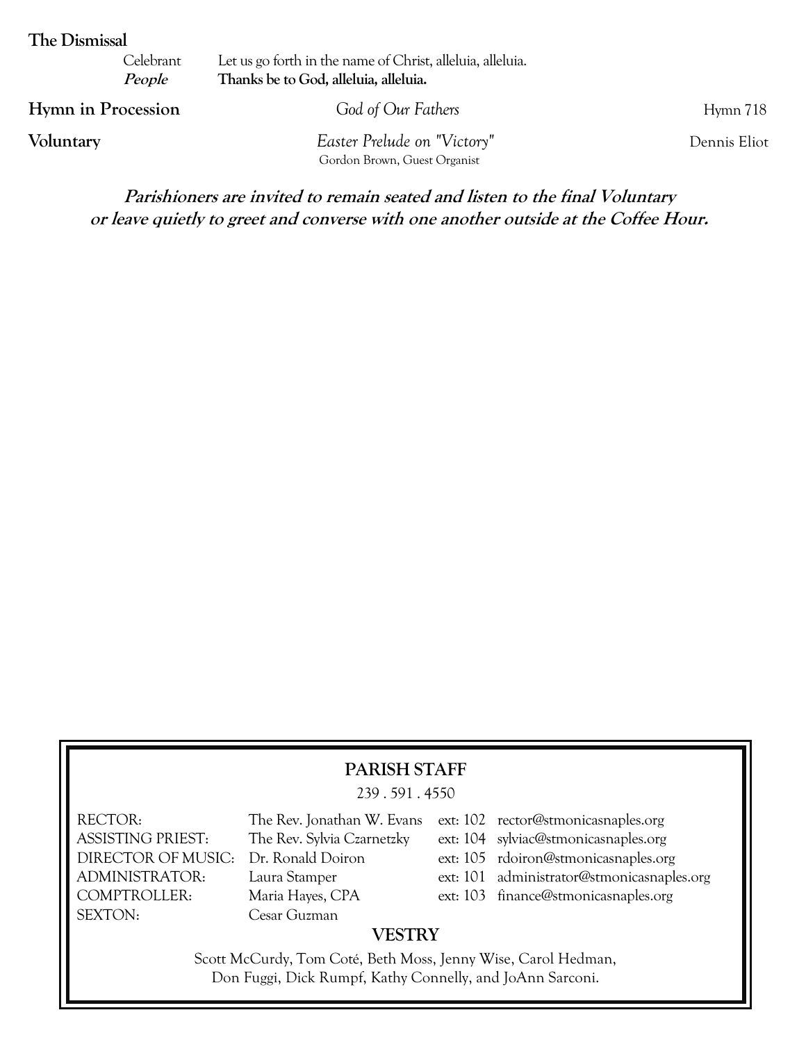**The Dismissal**

| | |
|---|---|
| Celebrant | Let us go forth in the name of Christ, alleluia, alleluia. |
| ***People*** | **Thanks be to God, alleluia, alleluia.** |

**Hymn in Procession** *God of Our Fathers* Hymn 718

**Voluntary** *Easter Prelude on "Victory"* Dennis Eliot
Gordon Brown, Guest Organist

***Parishioners are invited to remain seated and listen to the final Voluntary or leave quietly to greet and converse with one another outside at the Coffee Hour.***

## PARISH STAFF

239 . 591 . 4550

| | | | |
|---|---|---|---|
| RECTOR: | The Rev. Jonathan W. Evans | ext: 102 | rector@stmonicasnaples.org |
| ASSISTING PRIEST: | The Rev. Sylvia Czarnetzky | ext: 104 | sylviac@stmonicasnaples.org |
| DIRECTOR OF MUSIC: | Dr. Ronald Doiron | ext: 105 | rdoiron@stmonicasnaples.org |
| ADMINISTRATOR: | Laura Stamper | ext: 101 | administrator@stmonicasnaples.org |
| COMPTROLLER: | Maria Hayes, CPA | ext: 103 | finance@stmonicasnaples.org |
| SEXTON: | Cesar Guzman | | |

## VESTRY

Scott McCurdy, Tom Coté, Beth Moss, Jenny Wise, Carol Hedman, Don Fuggi, Dick Rumpf, Kathy Connelly, and JoAnn Sarconi.